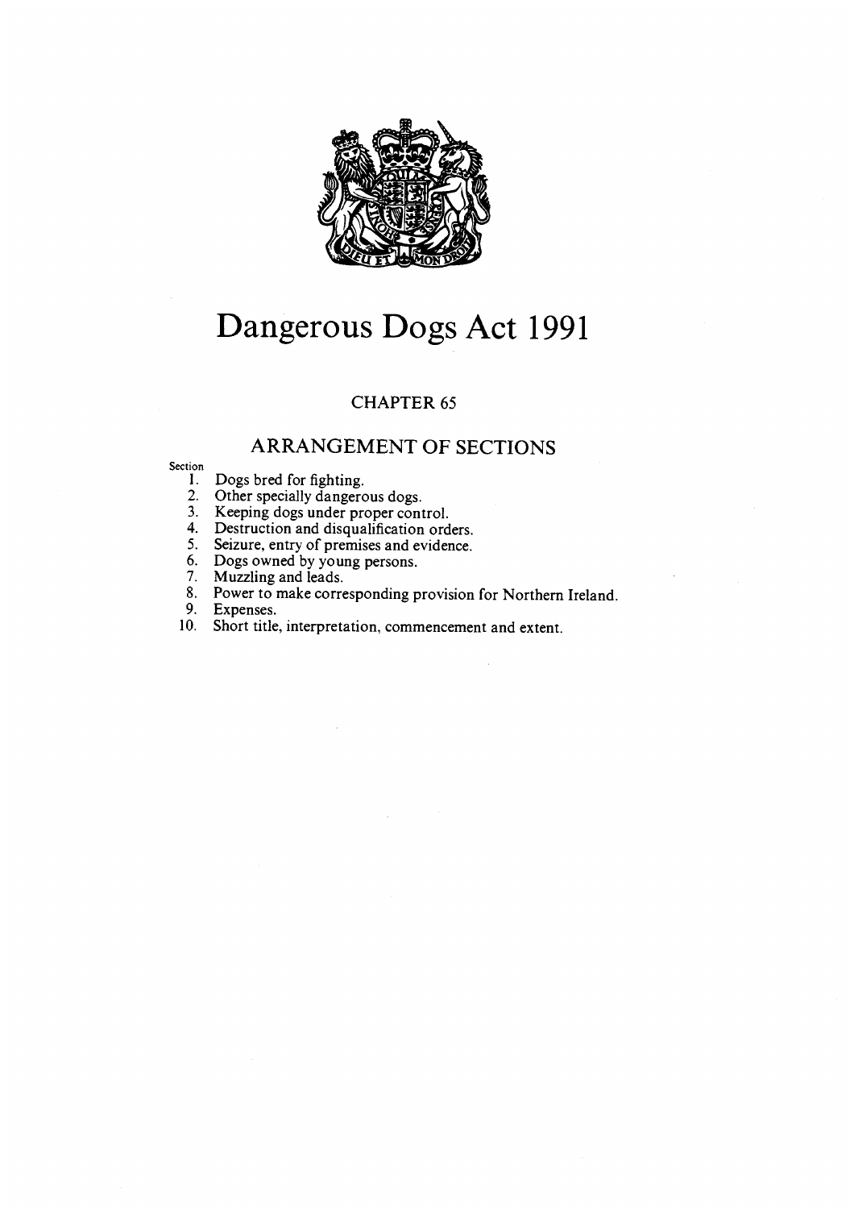# Dangerous Dogs Act 1991

## CHAPTER 65

## ARRANGEMENT OF SECTIONS

Section

1. Dogs bred for fighting.
2. Other specially dangerous dogs.
3. Keeping dogs under proper control.
4. Destruction and disqualification orders.
5. Seizure, entry of premises and evidence.
6. Dogs owned by young persons.
7. Muzzling and leads.
8. Power to make corresponding provision for Northern Ireland.
9. Expenses.
10. Short title, interpretation, commencement and extent.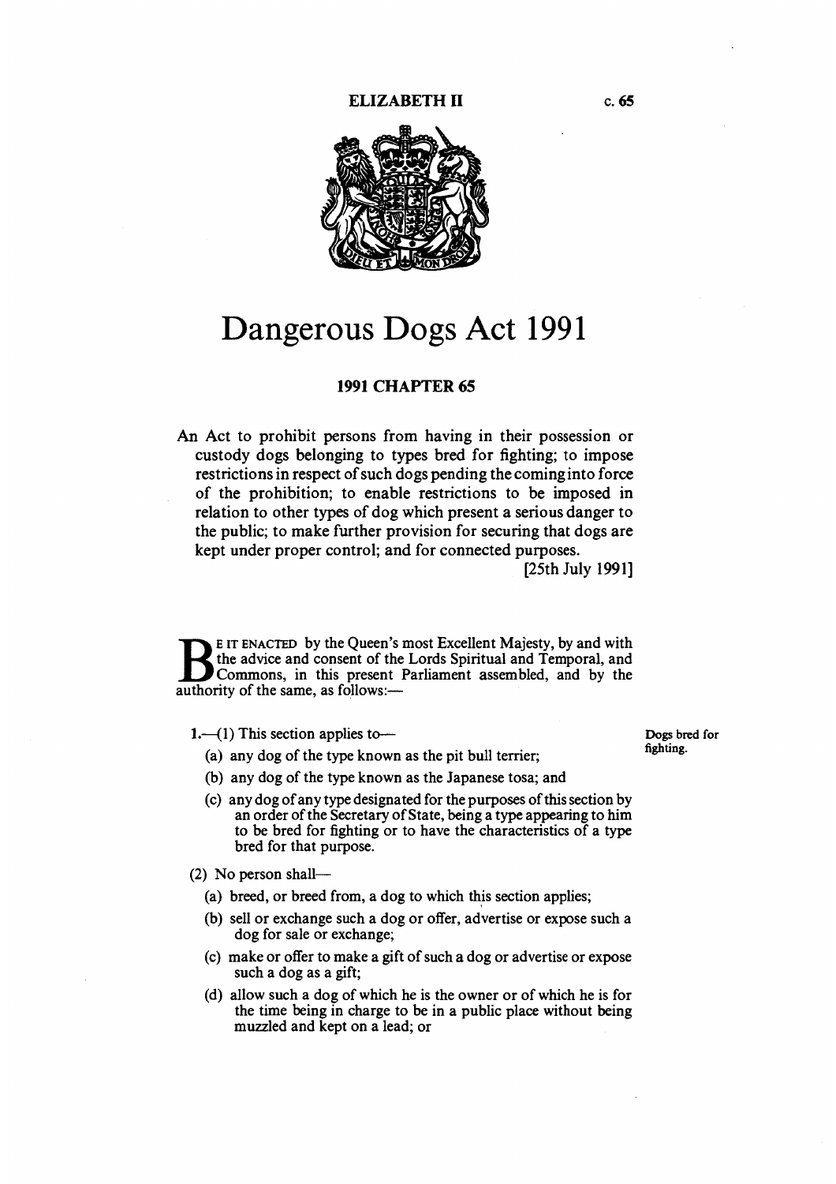ELIZABETH II c. 65

# Dangerous Dogs Act 1991

## 1991 CHAPTER 65

An Act to prohibit persons from having in their possession or custody dogs belonging to types bred for fighting; to impose restrictions in respect of such dogs pending the coming into force of the prohibition; to enable restrictions to be imposed in relation to other types of dog which present a serious danger to the public; to make further provision for securing that dogs are kept under proper control; and for connected purposes.

[25th July 1991]

BE IT ENACTED by the Queen's most Excellent Majesty, by and with the advice and consent of the Lords Spiritual and Temporal, and Commons, in this present Parliament assembled, and by the authority of the same, as follows:—

**Dogs bred for fighting.**

**1.**—(1) This section applies to—

(a) any dog of the type known as the pit bull terrier;

(b) any dog of the type known as the Japanese tosa; and

(c) any dog of any type designated for the purposes of this section by an order of the Secretary of State, being a type appearing to him to be bred for fighting or to have the characteristics of a type bred for that purpose.

(2) No person shall—

(a) breed, or breed from, a dog to which this section applies;

(b) sell or exchange such a dog or offer, advertise or expose such a dog for sale or exchange;

(c) make or offer to make a gift of such a dog or advertise or expose such a dog as a gift;

(d) allow such a dog of which he is the owner or of which he is for the time being in charge to be in a public place without being muzzled and kept on a lead; or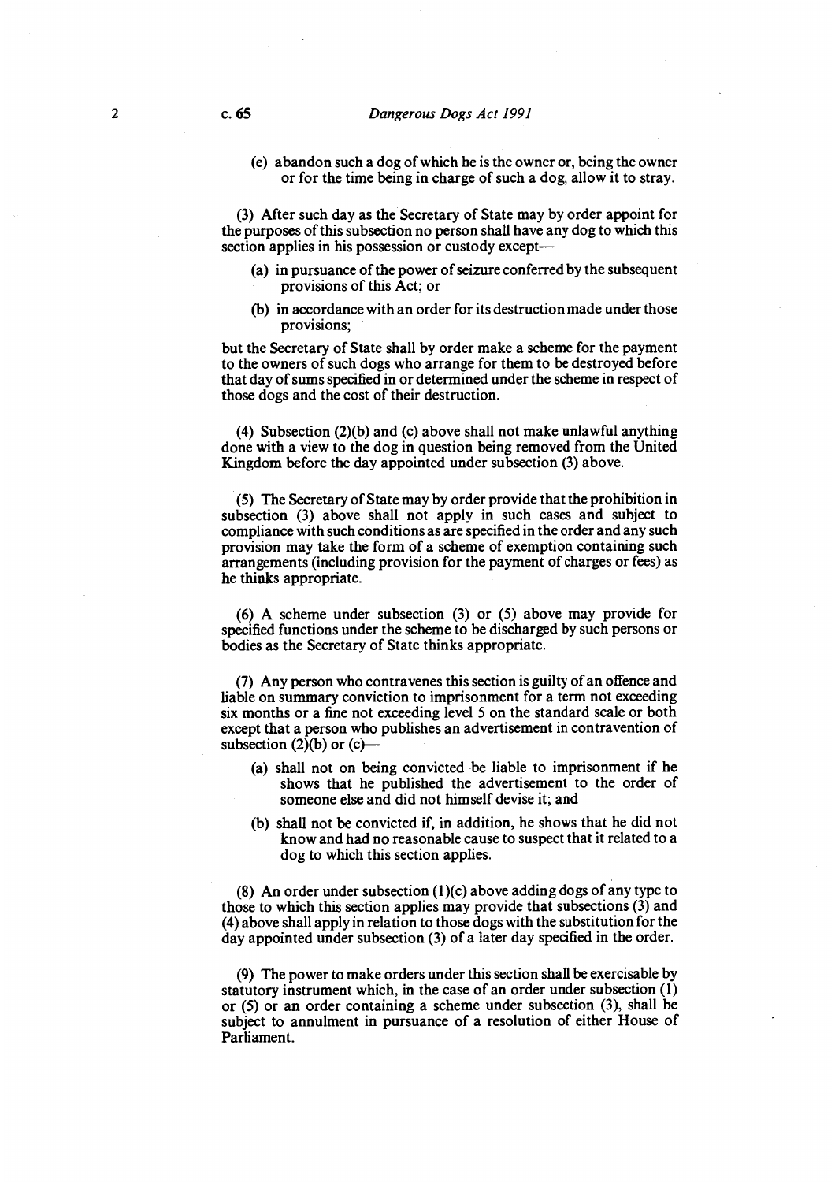(e) abandon such a dog of which he is the owner or, being the owner or for the time being in charge of such a dog, allow it to stray.

(3) After such day as the Secretary of State may by order appoint for the purposes of this subsection no person shall have any dog to which this section applies in his possession or custody except—

(a) in pursuance of the power of seizure conferred by the subsequent provisions of this Act; or

(b) in accordance with an order for its destruction made under those provisions;

but the Secretary of State shall by order make a scheme for the payment to the owners of such dogs who arrange for them to be destroyed before that day of sums specified in or determined under the scheme in respect of those dogs and the cost of their destruction.

(4) Subsection (2)(b) and (c) above shall not make unlawful anything done with a view to the dog in question being removed from the United Kingdom before the day appointed under subsection (3) above.

(5) The Secretary of State may by order provide that the prohibition in subsection (3) above shall not apply in such cases and subject to compliance with such conditions as are specified in the order and any such provision may take the form of a scheme of exemption containing such arrangements (including provision for the payment of charges or fees) as he thinks appropriate.

(6) A scheme under subsection (3) or (5) above may provide for specified functions under the scheme to be discharged by such persons or bodies as the Secretary of State thinks appropriate.

(7) Any person who contravenes this section is guilty of an offence and liable on summary conviction to imprisonment for a term not exceeding six months or a fine not exceeding level 5 on the standard scale or both except that a person who publishes an advertisement in contravention of subsection (2)(b) or (c)—

(a) shall not on being convicted be liable to imprisonment if he shows that he published the advertisement to the order of someone else and did not himself devise it; and

(b) shall not be convicted if, in addition, he shows that he did not know and had no reasonable cause to suspect that it related to a dog to which this section applies.

(8) An order under subsection (1)(c) above adding dogs of any type to those to which this section applies may provide that subsections (3) and (4) above shall apply in relation to those dogs with the substitution for the day appointed under subsection (3) of a later day specified in the order.

(9) The power to make orders under this section shall be exercisable by statutory instrument which, in the case of an order under subsection (1) or (5) or an order containing a scheme under subsection (3), shall be subject to annulment in pursuance of a resolution of either House of Parliament.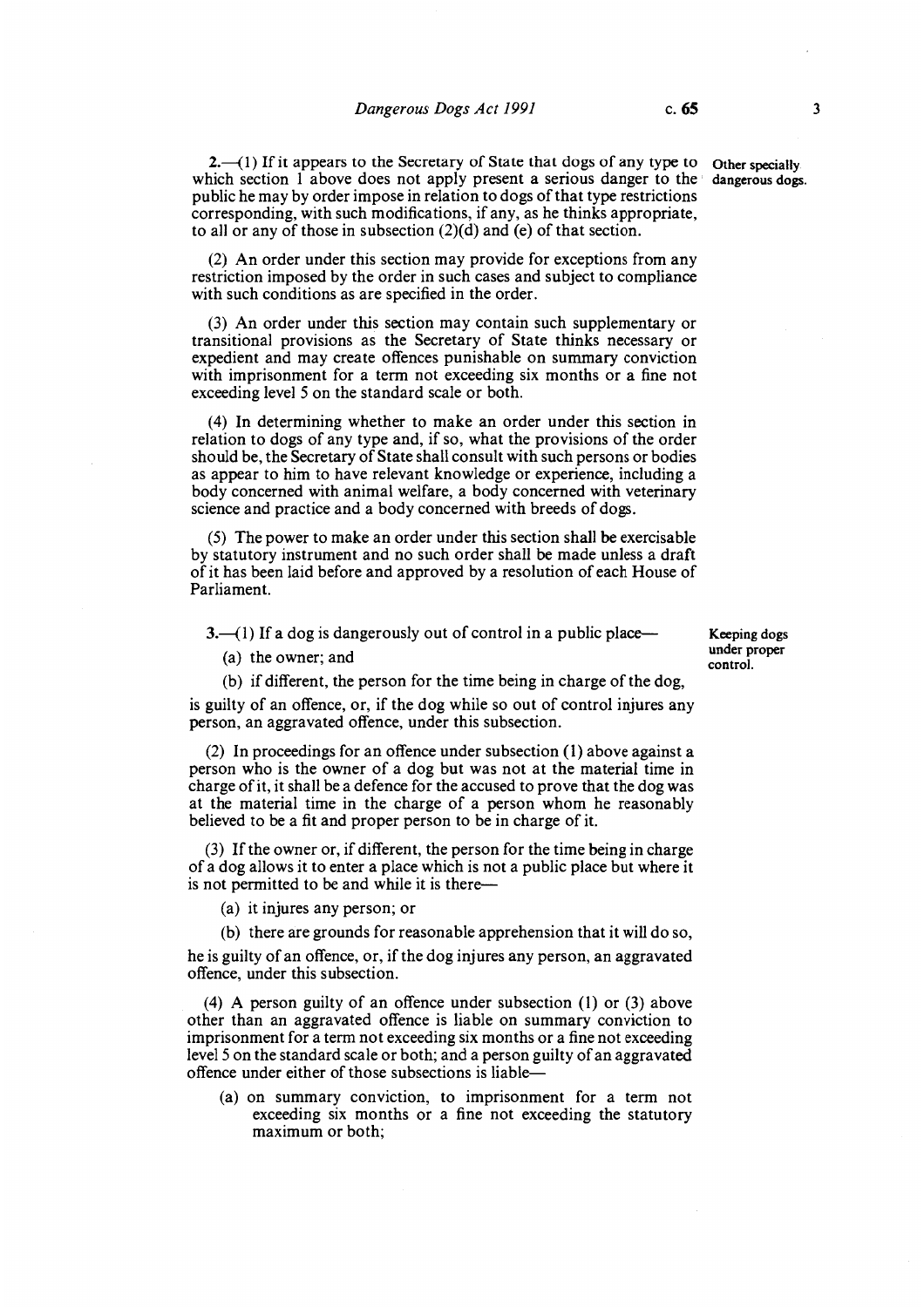**2.**—(1) If it appears to the Secretary of State that dogs of any type to which section 1 above does not apply present a serious danger to the public he may by order impose in relation to dogs of that type restrictions corresponding, with such modifications, if any, as he thinks appropriate, to all or any of those in subsection (2)(d) and (e) of that section.

**Other specially dangerous dogs.**

(2) An order under this section may provide for exceptions from any restriction imposed by the order in such cases and subject to compliance with such conditions as are specified in the order.

(3) An order under this section may contain such supplementary or transitional provisions as the Secretary of State thinks necessary or expedient and may create offences punishable on summary conviction with imprisonment for a term not exceeding six months or a fine not exceeding level 5 on the standard scale or both.

(4) In determining whether to make an order under this section in relation to dogs of any type and, if so, what the provisions of the order should be, the Secretary of State shall consult with such persons or bodies as appear to him to have relevant knowledge or experience, including a body concerned with animal welfare, a body concerned with veterinary science and practice and a body concerned with breeds of dogs.

(5) The power to make an order under this section shall be exercisable by statutory instrument and no such order shall be made unless a draft of it has been laid before and approved by a resolution of each House of Parliament.

**3.**—(1) If a dog is dangerously out of control in a public place—

**Keeping dogs under proper control.**

(a) the owner; and

(b) if different, the person for the time being in charge of the dog,

is guilty of an offence, or, if the dog while so out of control injures any person, an aggravated offence, under this subsection.

(2) In proceedings for an offence under subsection (1) above against a person who is the owner of a dog but was not at the material time in charge of it, it shall be a defence for the accused to prove that the dog was at the material time in the charge of a person whom he reasonably believed to be a fit and proper person to be in charge of it.

(3) If the owner or, if different, the person for the time being in charge of a dog allows it to enter a place which is not a public place but where it is not permitted to be and while it is there—

(a) it injures any person; or

(b) there are grounds for reasonable apprehension that it will do so,

he is guilty of an offence, or, if the dog injures any person, an aggravated offence, under this subsection.

(4) A person guilty of an offence under subsection (1) or (3) above other than an aggravated offence is liable on summary conviction to imprisonment for a term not exceeding six months or a fine not exceeding level 5 on the standard scale or both; and a person guilty of an aggravated offence under either of those subsections is liable—

(a) on summary conviction, to imprisonment for a term not exceeding six months or a fine not exceeding the statutory maximum or both;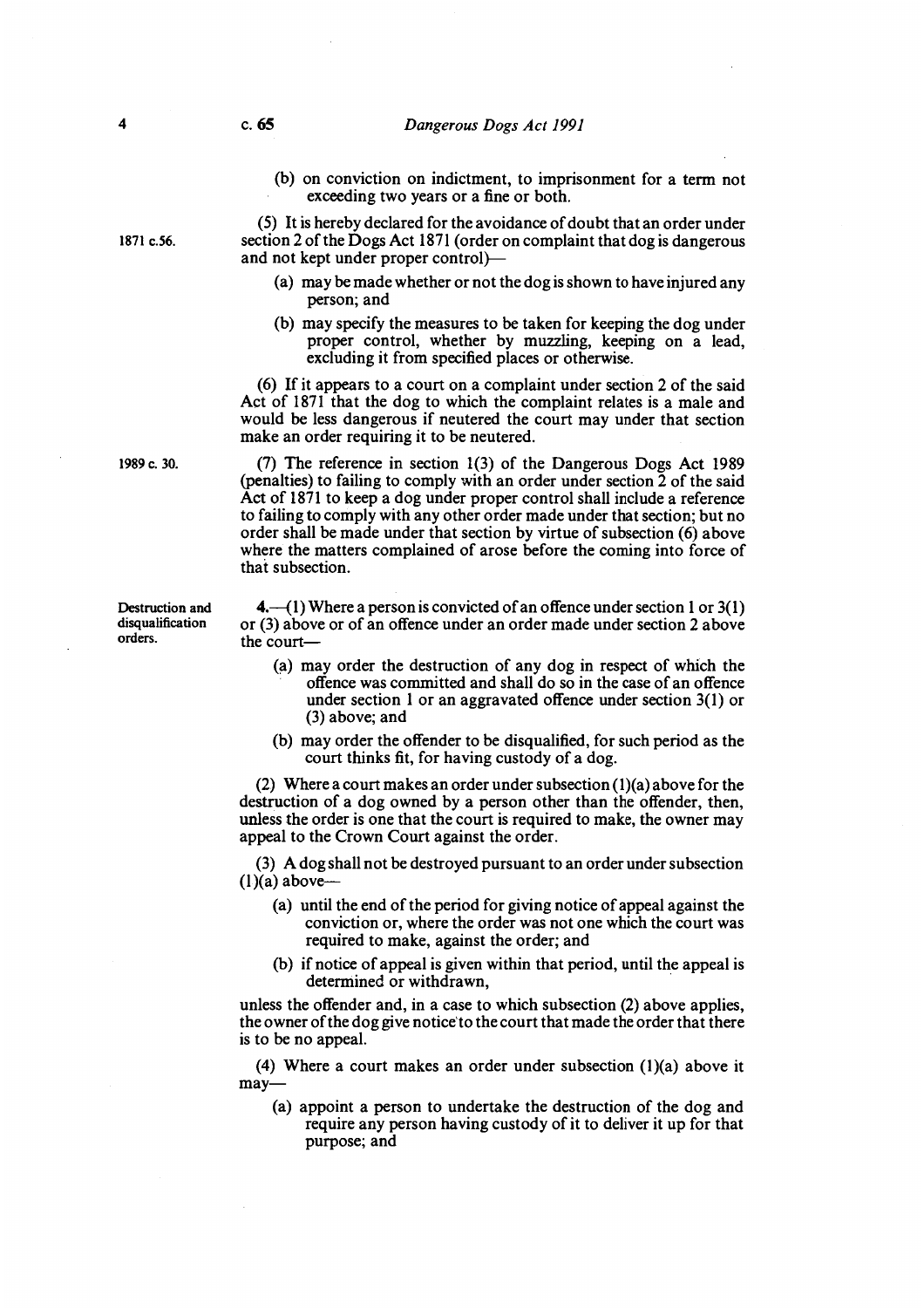(b) on conviction on indictment, to imprisonment for a term not exceeding two years or a fine or both.

1871 c.56.

(5) It is hereby declared for the avoidance of doubt that an order under section 2 of the Dogs Act 1871 (order on complaint that dog is dangerous and not kept under proper control)—

(a) may be made whether or not the dog is shown to have injured any person; and

(b) may specify the measures to be taken for keeping the dog under proper control, whether by muzzling, keeping on a lead, excluding it from specified places or otherwise.

(6) If it appears to a court on a complaint under section 2 of the said Act of 1871 that the dog to which the complaint relates is a male and would be less dangerous if neutered the court may under that section make an order requiring it to be neutered.

1989 c. 30.

(7) The reference in section 1(3) of the Dangerous Dogs Act 1989 (penalties) to failing to comply with an order under section 2 of the said Act of 1871 to keep a dog under proper control shall include a reference to failing to comply with any other order made under that section; but no order shall be made under that section by virtue of subsection (6) above where the matters complained of arose before the coming into force of that subsection.

Destruction and disqualification orders.

**4.**—(1) Where a person is convicted of an offence under section 1 or 3(1) or (3) above or of an offence under an order made under section 2 above the court—

(a) may order the destruction of any dog in respect of which the offence was committed and shall do so in the case of an offence under section 1 or an aggravated offence under section 3(1) or (3) above; and

(b) may order the offender to be disqualified, for such period as the court thinks fit, for having custody of a dog.

(2) Where a court makes an order under subsection (1)(a) above for the destruction of a dog owned by a person other than the offender, then, unless the order is one that the court is required to make, the owner may appeal to the Crown Court against the order.

(3) A dog shall not be destroyed pursuant to an order under subsection (1)(a) above—

(a) until the end of the period for giving notice of appeal against the conviction or, where the order was not one which the court was required to make, against the order; and

(b) if notice of appeal is given within that period, until the appeal is determined or withdrawn,

unless the offender and, in a case to which subsection (2) above applies, the owner of the dog give notice to the court that made the order that there is to be no appeal.

(4) Where a court makes an order under subsection (1)(a) above it may—

(a) appoint a person to undertake the destruction of the dog and require any person having custody of it to deliver it up for that purpose; and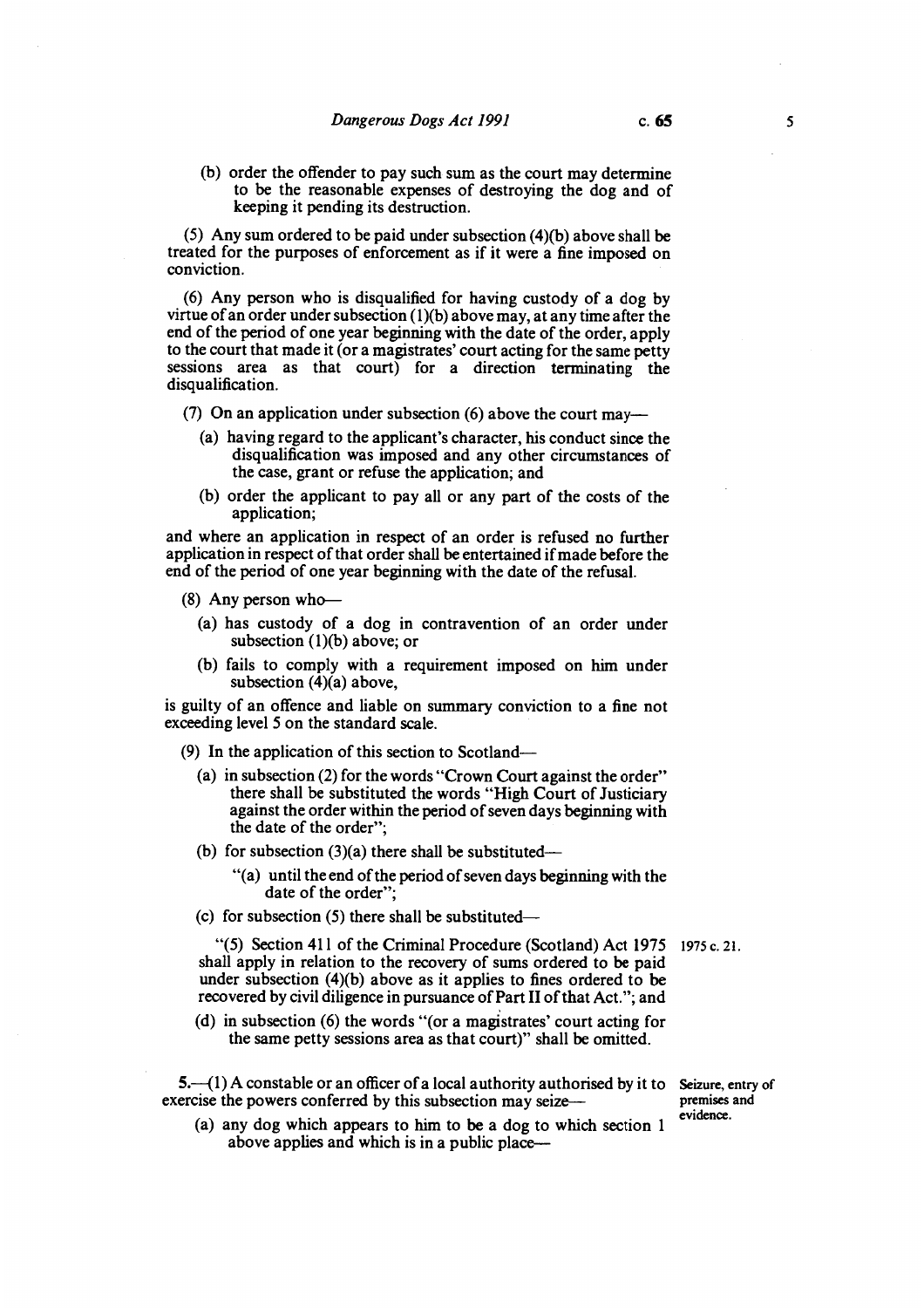(b) order the offender to pay such sum as the court may determine to be the reasonable expenses of destroying the dog and of keeping it pending its destruction.

(5) Any sum ordered to be paid under subsection (4)(b) above shall be treated for the purposes of enforcement as if it were a fine imposed on conviction.

(6) Any person who is disqualified for having custody of a dog by virtue of an order under subsection (1)(b) above may, at any time after the end of the period of one year beginning with the date of the order, apply to the court that made it (or a magistrates' court acting for the same petty sessions area as that court) for a direction terminating the disqualification.

(7) On an application under subsection (6) above the court may—

- (a) having regard to the applicant's character, his conduct since the disqualification was imposed and any other circumstances of the case, grant or refuse the application; and
- (b) order the applicant to pay all or any part of the costs of the application;

and where an application in respect of an order is refused no further application in respect of that order shall be entertained if made before the end of the period of one year beginning with the date of the refusal.

(8) Any person who—

- (a) has custody of a dog in contravention of an order under subsection (1)(b) above; or
- (b) fails to comply with a requirement imposed on him under subsection (4)(a) above,

is guilty of an offence and liable on summary conviction to a fine not exceeding level 5 on the standard scale.

(9) In the application of this section to Scotland—

- (a) in subsection (2) for the words "Crown Court against the order" there shall be substituted the words "High Court of Justiciary against the order within the period of seven days beginning with the date of the order";
- (b) for subsection (3)(a) there shall be substituted—
  - "(a) until the end of the period of seven days beginning with the date of the order";
- (c) for subsection (5) there shall be substituted—

"(5) Section 411 of the Criminal Procedure (Scotland) Act 1975 shall apply in relation to the recovery of sums ordered to be paid under subsection (4)(b) above as it applies to fines ordered to be recovered by civil diligence in pursuance of Part II of that Act."; and

1975 c. 21.

- (d) in subsection (6) the words "(or a magistrates' court acting for the same petty sessions area as that court)" shall be omitted.

Seizure, entry of premises and evidence.

**5.**—(1) A constable or an officer of a local authority authorised by it to exercise the powers conferred by this subsection may seize—

- (a) any dog which appears to him to be a dog to which section 1 above applies and which is in a public place—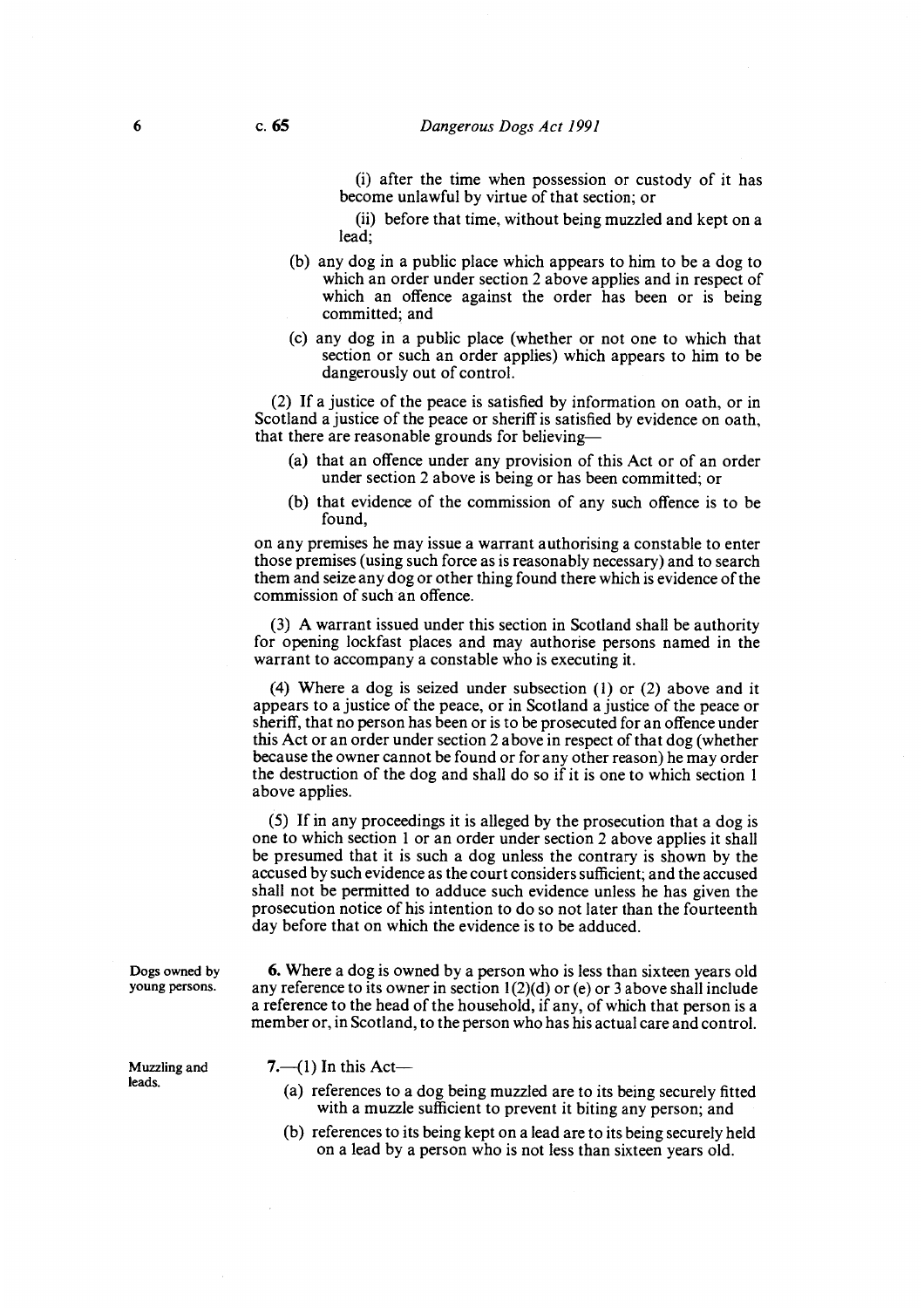(i) after the time when possession or custody of it has become unlawful by virtue of that section; or

(ii) before that time, without being muzzled and kept on a lead;

(b) any dog in a public place which appears to him to be a dog to which an order under section 2 above applies and in respect of which an offence against the order has been or is being committed; and

(c) any dog in a public place (whether or not one to which that section or such an order applies) which appears to him to be dangerously out of control.

(2) If a justice of the peace is satisfied by information on oath, or in Scotland a justice of the peace or sheriff is satisfied by evidence on oath, that there are reasonable grounds for believing—

(a) that an offence under any provision of this Act or of an order under section 2 above is being or has been committed; or

(b) that evidence of the commission of any such offence is to be found,

on any premises he may issue a warrant authorising a constable to enter those premises (using such force as is reasonably necessary) and to search them and seize any dog or other thing found there which is evidence of the commission of such an offence.

(3) A warrant issued under this section in Scotland shall be authority for opening lockfast places and may authorise persons named in the warrant to accompany a constable who is executing it.

(4) Where a dog is seized under subsection (1) or (2) above and it appears to a justice of the peace, or in Scotland a justice of the peace or sheriff, that no person has been or is to be prosecuted for an offence under this Act or an order under section 2 above in respect of that dog (whether because the owner cannot be found or for any other reason) he may order the destruction of the dog and shall do so if it is one to which section 1 above applies.

(5) If in any proceedings it is alleged by the prosecution that a dog is one to which section 1 or an order under section 2 above applies it shall be presumed that it is such a dog unless the contrary is shown by the accused by such evidence as the court considers sufficient; and the accused shall not be permitted to adduce such evidence unless he has given the prosecution notice of his intention to do so not later than the fourteenth day before that on which the evidence is to be adduced.

Dogs owned by young persons.

**6.** Where a dog is owned by a person who is less than sixteen years old any reference to its owner in section 1(2)(d) or (e) or 3 above shall include a reference to the head of the household, if any, of which that person is a member or, in Scotland, to the person who has his actual care and control.

Muzzling and leads.

**7.**—(1) In this Act—

(a) references to a dog being muzzled are to its being securely fitted with a muzzle sufficient to prevent it biting any person; and

(b) references to its being kept on a lead are to its being securely held on a lead by a person who is not less than sixteen years old.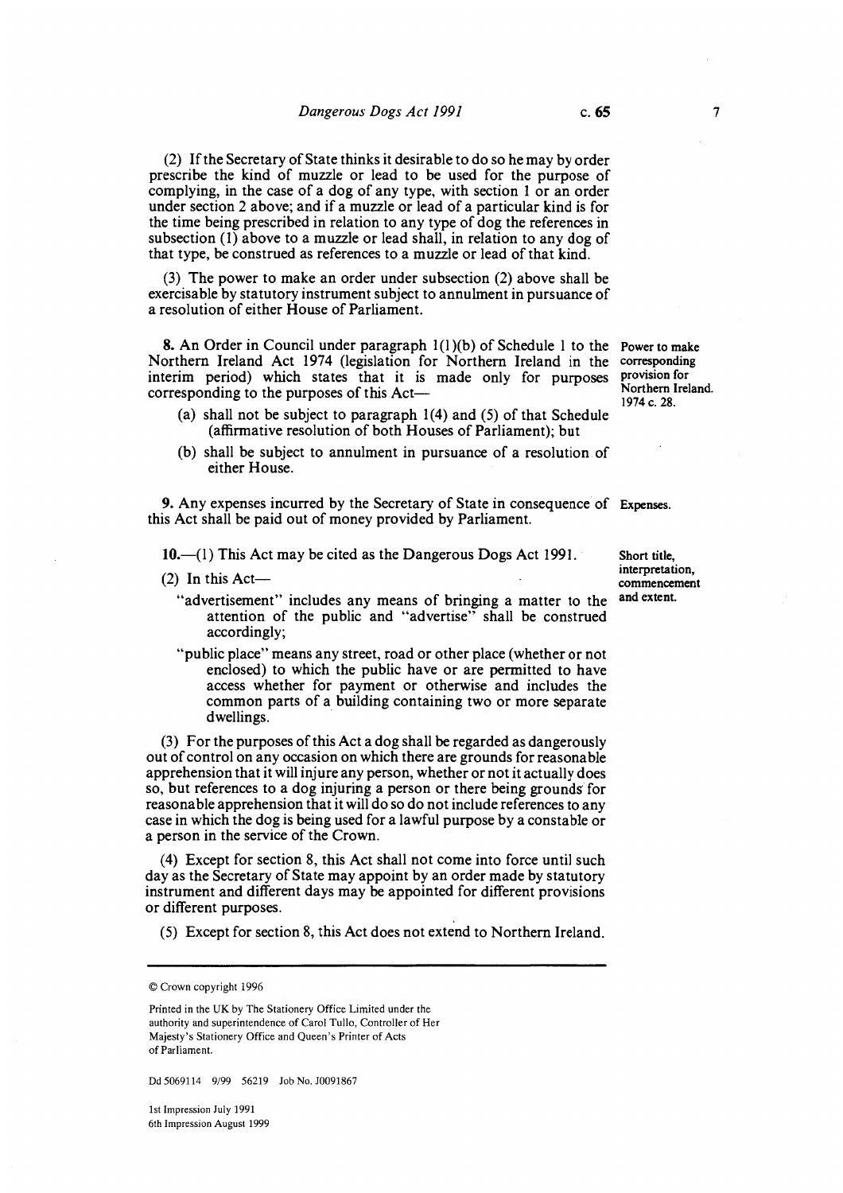(2) If the Secretary of State thinks it desirable to do so he may by order prescribe the kind of muzzle or lead to be used for the purpose of complying, in the case of a dog of any type, with section 1 or an order under section 2 above; and if a muzzle or lead of a particular kind is for the time being prescribed in relation to any type of dog the references in subsection (1) above to a muzzle or lead shall, in relation to any dog of that type, be construed as references to a muzzle or lead of that kind.

(3) The power to make an order under subsection (2) above shall be exercisable by statutory instrument subject to annulment in pursuance of a resolution of either House of Parliament.

**Power to make corresponding provision for Northern Ireland. 1974 c. 28.**

**8.** An Order in Council under paragraph 1(1)(b) of Schedule 1 to the Northern Ireland Act 1974 (legislation for Northern Ireland in the interim period) which states that it is made only for purposes corresponding to the purposes of this Act—

(a) shall not be subject to paragraph 1(4) and (5) of that Schedule (affirmative resolution of both Houses of Parliament); but

(b) shall be subject to annulment in pursuance of a resolution of either House.

**Expenses.**

**9.** Any expenses incurred by the Secretary of State in consequence of this Act shall be paid out of money provided by Parliament.

**Short title, interpretation, commencement and extent.**

**10.**—(1) This Act may be cited as the Dangerous Dogs Act 1991.

(2) In this Act—

"advertisement" includes any means of bringing a matter to the attention of the public and "advertise" shall be construed accordingly;

"public place" means any street, road or other place (whether or not enclosed) to which the public have or are permitted to have access whether for payment or otherwise and includes the common parts of a building containing two or more separate dwellings.

(3) For the purposes of this Act a dog shall be regarded as dangerously out of control on any occasion on which there are grounds for reasonable apprehension that it will injure any person, whether or not it actually does so, but references to a dog injuring a person or there being grounds for reasonable apprehension that it will do so do not include references to any case in which the dog is being used for a lawful purpose by a constable or a person in the service of the Crown.

(4) Except for section 8, this Act shall not come into force until such day as the Secretary of State may appoint by an order made by statutory instrument and different days may be appointed for different provisions or different purposes.

(5) Except for section 8, this Act does not extend to Northern Ireland.

---

© Crown copyright 1996

Printed in the UK by The Stationery Office Limited under the authority and superintendence of Carol Tullo, Controller of Her Majesty's Stationery Office and Queen's Printer of Acts of Parliament.

Dd 5069114 9/99 56219 Job No. J0091867

1st Impression July 1991
6th Impression August 1999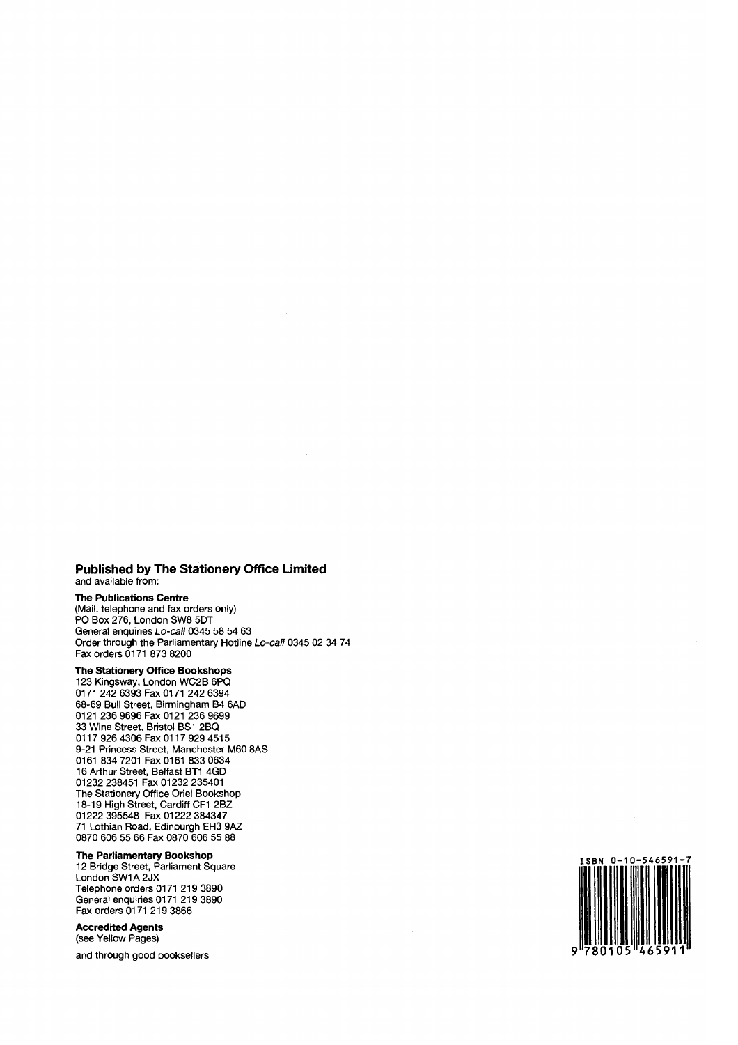**Published by The Stationery Office Limited**
and available from:

**The Publications Centre**
(Mail, telephone and fax orders only)
PO Box 276, London SW8 5DT
General enquiries *Lo-call* 0345 58 54 63
Order through the Parliamentary Hotline *Lo-call* 0345 02 34 74
Fax orders 0171 873 8200

**The Stationery Office Bookshops**
123 Kingsway, London WC2B 6PQ
0171 242 6393 Fax 0171 242 6394
68-69 Bull Street, Birmingham B4 6AD
0121 236 9696 Fax 0121 236 9699
33 Wine Street, Bristol BS1 2BQ
0117 926 4306 Fax 0117 929 4515
9-21 Princess Street, Manchester M60 8AS
0161 834 7201 Fax 0161 833 0634
16 Arthur Street, Belfast BT1 4GD
01232 238451 Fax 01232 235401
The Stationery Office Oriel Bookshop
18-19 High Street, Cardiff CF1 2BZ
01222 395548 Fax 01222 384347
71 Lothian Road, Edinburgh EH3 9AZ
0870 606 55 66 Fax 0870 606 55 88

**The Parliamentary Bookshop**
12 Bridge Street, Parliament Square
London SW1A 2JX
Telephone orders 0171 219 3890
General enquiries 0171 219 3890
Fax orders 0171 219 3866

**Accredited Agents**
(see Yellow Pages)

and through good booksellers

ISBN 0-10-546591-7

9 780105 465911